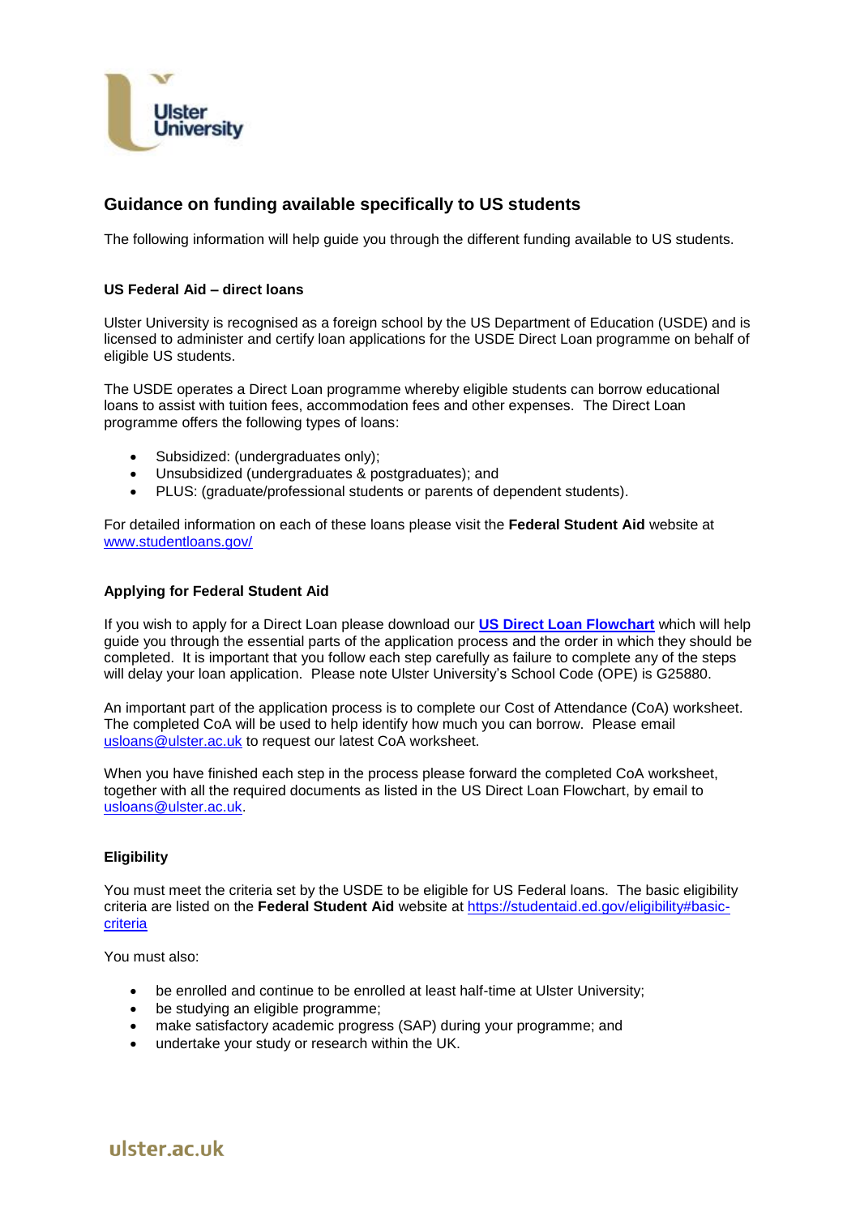# Guidance on funding available specifically to US students

The following information will help guide you through the different funding available to US students.

### US Federal Aid – direct loans

Ulster University is recognised as a foreign school by the US Department of Education (USDE) and is licensed to administer and certify loan applications for the USDE Direct Loan programme on behalf of eligible US students.

The USDE operates a Direct Loan programme whereby eligible students can borrow educational loans to assist with tuition fees, accommodation fees and other expenses. The Direct Loan programme offers the following types of loans:

- Subsidized: (undergraduates only);
- Unsubsidized (undergraduates & postgraduates); and
- PLUS: (graduate/professional students or parents of dependent students).

For detailed information on each of these loans please visit the **Federal Student Aid** website at [www.studentloans.gov/](www.studentloans.gov/)

### Applying for Federal Student Aid

If you wish to apply for a Direct Loan please download our **US Direct Loan Flowchart** which will help guide you through the essential parts of the application process and the order in which they should be completed. It is important that you follow each step carefully as failure to complete any of the steps will delay your loan application. Please note Ulster University's School Code (OPE) is G25880.

An important part of the application process is to complete our Cost of Attendance (CoA) worksheet. The completed CoA will be used to help identify how much you can borrow. Please email usloans@ulster.ac.uk to request our latest CoA worksheet.

When you have finished each step in the process please forward the completed CoA worksheet, together with all the required documents as listed in the US Direct Loan Flowchart, by email to usloans@ulster.ac.uk.

### Eligibility

You must meet the criteria set by the USDE to be eligible for US Federal loans. The basic eligibility criteria are listed on the **Federal Student Aid** website at [https://studentaid.ed.gov/eligibility#basic-criteria](https://studentaid.ed.gov/eligibility#basic-criteria)

You must also:

- be enrolled and continue to be enrolled at least half-time at Ulster University;
- be studying an eligible programme;
- make satisfactory academic progress (SAP) during your programme; and
- undertake your study or research within the UK.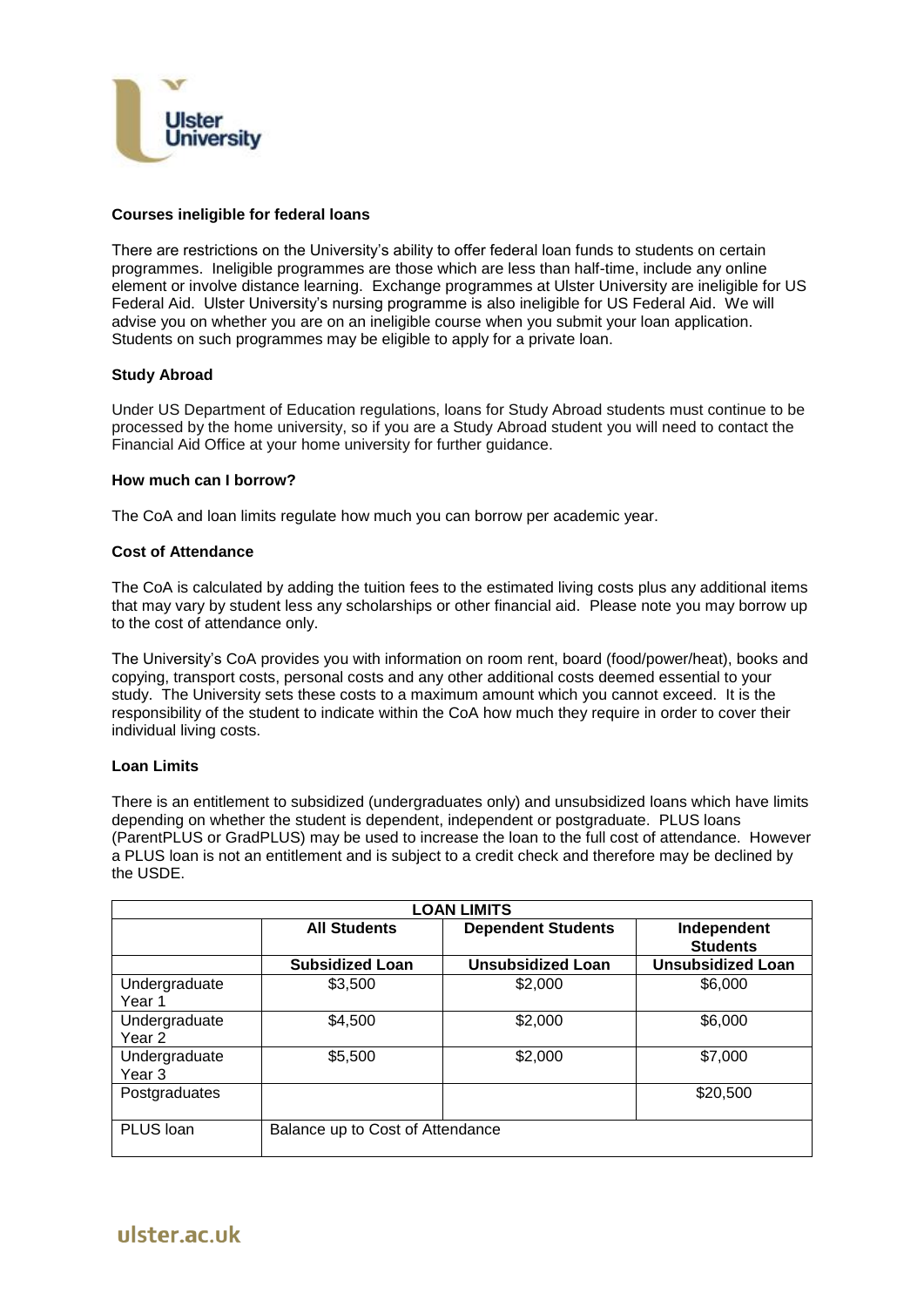## Courses ineligible for federal loans

There are restrictions on the University's ability to offer federal loan funds to students on certain programmes. Ineligible programmes are those which are less than half-time, include any online element or involve distance learning. Exchange programmes at Ulster University are ineligible for US Federal Aid. Ulster University's nursing programme is also ineligible for US Federal Aid. We will advise you on whether you are on an ineligible course when you submit your loan application. Students on such programmes may be eligible to apply for a private loan.

## Study Abroad

Under US Department of Education regulations, loans for Study Abroad students must continue to be processed by the home university, so if you are a Study Abroad student you will need to contact the Financial Aid Office at your home university for further guidance.

## How much can I borrow?

The CoA and loan limits regulate how much you can borrow per academic year.

## Cost of Attendance

The CoA is calculated by adding the tuition fees to the estimated living costs plus any additional items that may vary by student less any scholarships or other financial aid. Please note you may borrow up to the cost of attendance only.

The University's CoA provides you with information on room rent, board (food/power/heat), books and copying, transport costs, personal costs and any other additional costs deemed essential to your study. The University sets these costs to a maximum amount which you cannot exceed. It is the responsibility of the student to indicate within the CoA how much they require in order to cover their individual living costs.

## Loan Limits

There is an entitlement to subsidized (undergraduates only) and unsubsidized loans which have limits depending on whether the student is dependent, independent or postgraduate. PLUS loans (ParentPLUS or GradPLUS) may be used to increase the loan to the full cost of attendance. However a PLUS loan is not an entitlement and is subject to a credit check and therefore may be declined by the USDE.

| LOAN LIMITS | | | |
|---|---|---|---|
| | **All Students** | **Dependent Students** | **Independent Students** |
| | **Subsidized Loan** | **Unsubsidized Loan** | **Unsubsidized Loan** |
| Undergraduate Year 1 | $3,500 | $2,000 | $6,000 |
| Undergraduate Year 2 | $4,500 | $2,000 | $6,000 |
| Undergraduate Year 3 | $5,500 | $2,000 | $7,000 |
| Postgraduates | | | $20,500 |
| PLUS loan | Balance up to Cost of Attendance | | |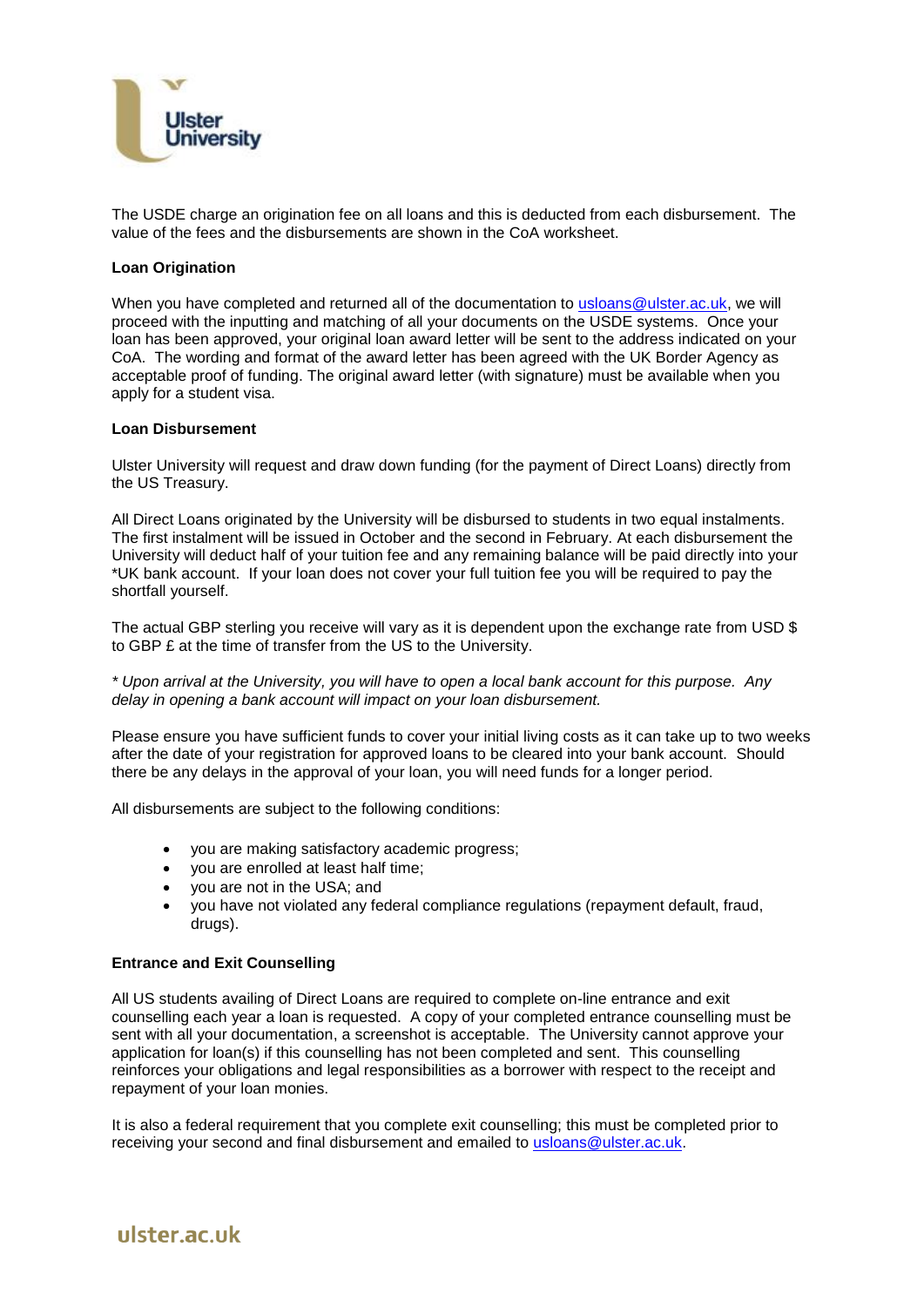The USDE charge an origination fee on all loans and this is deducted from each disbursement. The value of the fees and the disbursements are shown in the CoA worksheet.

**Loan Origination**

When you have completed and returned all of the documentation to usloans@ulster.ac.uk, we will proceed with the inputting and matching of all your documents on the USDE systems. Once your loan has been approved, your original loan award letter will be sent to the address indicated on your CoA. The wording and format of the award letter has been agreed with the UK Border Agency as acceptable proof of funding. The original award letter (with signature) must be available when you apply for a student visa.

**Loan Disbursement**

Ulster University will request and draw down funding (for the payment of Direct Loans) directly from the US Treasury.

All Direct Loans originated by the University will be disbursed to students in two equal instalments. The first instalment will be issued in October and the second in February. At each disbursement the University will deduct half of your tuition fee and any remaining balance will be paid directly into your *UK bank account. If your loan does not cover your full tuition fee you will be required to pay the shortfall yourself.

The actual GBP sterling you receive will vary as it is dependent upon the exchange rate from USD $ to GBP £ at the time of transfer from the US to the University.

*\* Upon arrival at the University, you will have to open a local bank account for this purpose. Any delay in opening a bank account will impact on your loan disbursement.*

Please ensure you have sufficient funds to cover your initial living costs as it can take up to two weeks after the date of your registration for approved loans to be cleared into your bank account. Should there be any delays in the approval of your loan, you will need funds for a longer period.

All disbursements are subject to the following conditions:

- you are making satisfactory academic progress;
- you are enrolled at least half time;
- you are not in the USA; and
- you have not violated any federal compliance regulations (repayment default, fraud, drugs).

**Entrance and Exit Counselling**

All US students availing of Direct Loans are required to complete on-line entrance and exit counselling each year a loan is requested. A copy of your completed entrance counselling must be sent with all your documentation, a screenshot is acceptable. The University cannot approve your application for loan(s) if this counselling has not been completed and sent. This counselling reinforces your obligations and legal responsibilities as a borrower with respect to the receipt and repayment of your loan monies.

It is also a federal requirement that you complete exit counselling; this must be completed prior to receiving your second and final disbursement and emailed to usloans@ulster.ac.uk.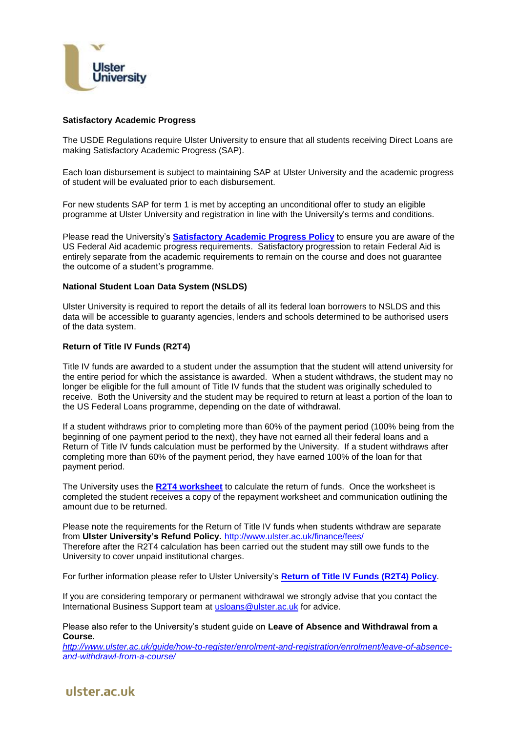**Satisfactory Academic Progress**

The USDE Regulations require Ulster University to ensure that all students receiving Direct Loans are making Satisfactory Academic Progress (SAP).

Each loan disbursement is subject to maintaining SAP at Ulster University and the academic progress of student will be evaluated prior to each disbursement.

For new students SAP for term 1 is met by accepting an unconditional offer to study an eligible programme at Ulster University and registration in line with the University's terms and conditions.

Please read the University's **Satisfactory Academic Progress Policy** to ensure you are aware of the US Federal Aid academic progress requirements. Satisfactory progression to retain Federal Aid is entirely separate from the academic requirements to remain on the course and does not guarantee the outcome of a student's programme.

**National Student Loan Data System (NSLDS)**

Ulster University is required to report the details of all its federal loan borrowers to NSLDS and this data will be accessible to guaranty agencies, lenders and schools determined to be authorised users of the data system.

**Return of Title IV Funds (R2T4)**

Title IV funds are awarded to a student under the assumption that the student will attend university for the entire period for which the assistance is awarded. When a student withdraws, the student may no longer be eligible for the full amount of Title IV funds that the student was originally scheduled to receive. Both the University and the student may be required to return at least a portion of the loan to the US Federal Loans programme, depending on the date of withdrawal.

If a student withdraws prior to completing more than 60% of the payment period (100% being from the beginning of one payment period to the next), they have not earned all their federal loans and a Return of Title IV funds calculation must be performed by the University. If a student withdraws after completing more than 60% of the payment period, they have earned 100% of the loan for that payment period.

The University uses the **R2T4 worksheet** to calculate the return of funds. Once the worksheet is completed the student receives a copy of the repayment worksheet and communication outlining the amount due to be returned.

Please note the requirements for the Return of Title IV funds when students withdraw are separate from **Ulster University's Refund Policy.** http://www.ulster.ac.uk/finance/fees/
Therefore after the R2T4 calculation has been carried out the student may still owe funds to the University to cover unpaid institutional charges.

For further information please refer to Ulster University's **Return of Title IV Funds (R2T4) Policy**.

If you are considering temporary or permanent withdrawal we strongly advise that you contact the International Business Support team at usloans@ulster.ac.uk for advice.

Please also refer to the University's student guide on **Leave of Absence and Withdrawal from a Course.**
*http://www.ulster.ac.uk/guide/how-to-register/enrolment-and-registration/enrolment/leave-of-absence-and-withdrawl-from-a-course/*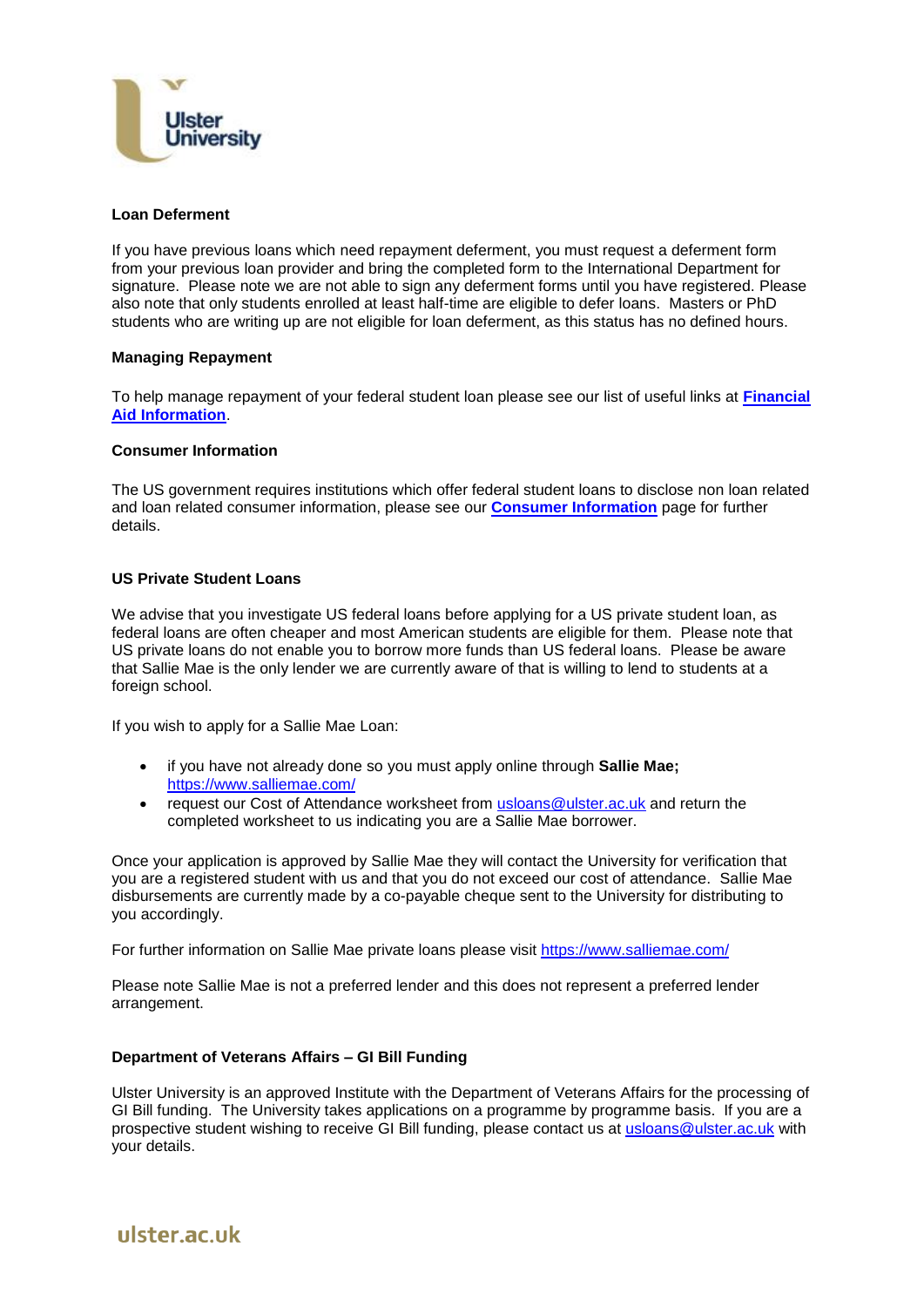**Loan Deferment**

If you have previous loans which need repayment deferment, you must request a deferment form from your previous loan provider and bring the completed form to the International Department for signature. Please note we are not able to sign any deferment forms until you have registered. Please also note that only students enrolled at least half-time are eligible to defer loans. Masters or PhD students who are writing up are not eligible for loan deferment, as this status has no defined hours.

**Managing Repayment**

To help manage repayment of your federal student loan please see our list of useful links at **Financial Aid Information**.

**Consumer Information**

The US government requires institutions which offer federal student loans to disclose non loan related and loan related consumer information, please see our **Consumer Information** page for further details.

**US Private Student Loans**

We advise that you investigate US federal loans before applying for a US private student loan, as federal loans are often cheaper and most American students are eligible for them. Please note that US private loans do not enable you to borrow more funds than US federal loans. Please be aware that Sallie Mae is the only lender we are currently aware of that is willing to lend to students at a foreign school.

If you wish to apply for a Sallie Mae Loan:

- if you have not already done so you must apply online through **Sallie Mae;** https://www.salliemae.com/
- request our Cost of Attendance worksheet from usloans@ulster.ac.uk and return the completed worksheet to us indicating you are a Sallie Mae borrower.

Once your application is approved by Sallie Mae they will contact the University for verification that you are a registered student with us and that you do not exceed our cost of attendance. Sallie Mae disbursements are currently made by a co-payable cheque sent to the University for distributing to you accordingly.

For further information on Sallie Mae private loans please visit https://www.salliemae.com/

Please note Sallie Mae is not a preferred lender and this does not represent a preferred lender arrangement.

**Department of Veterans Affairs – GI Bill Funding**

Ulster University is an approved Institute with the Department of Veterans Affairs for the processing of GI Bill funding. The University takes applications on a programme by programme basis. If you are a prospective student wishing to receive GI Bill funding, please contact us at usloans@ulster.ac.uk with your details.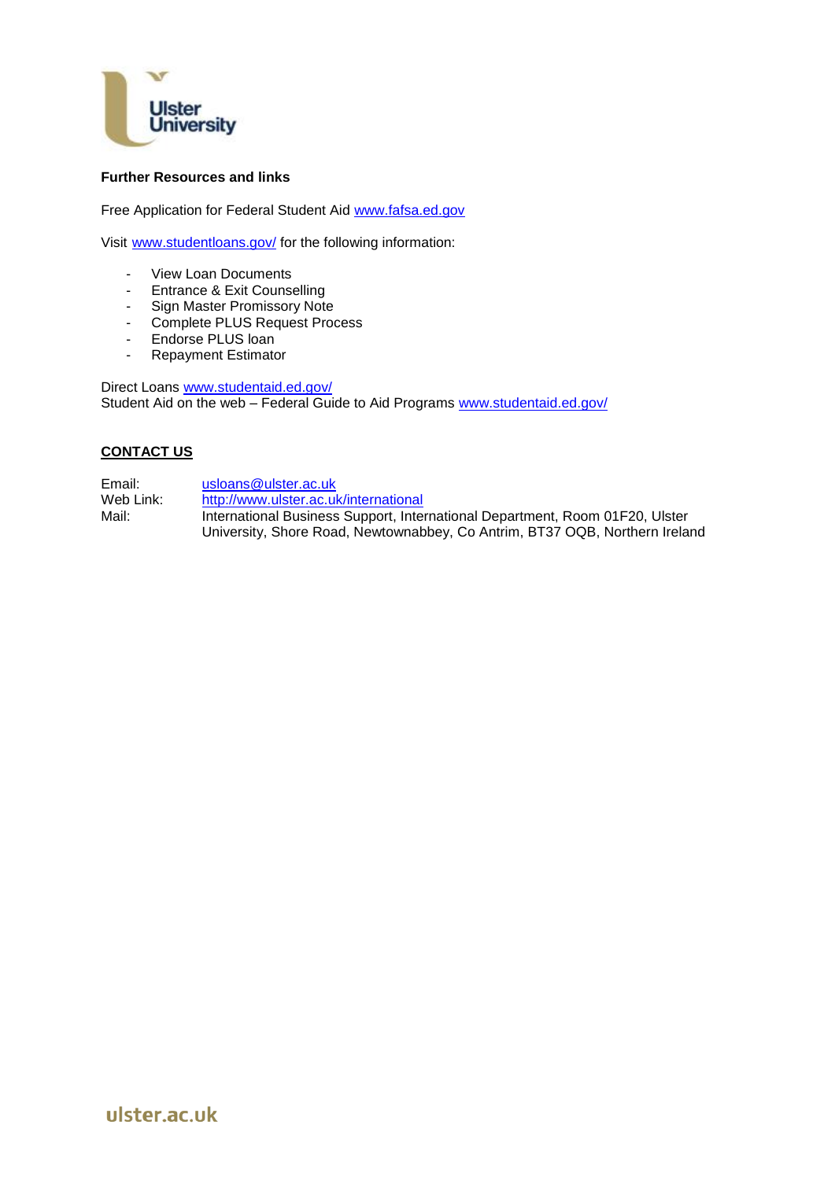**Further Resources and links**

Free Application for Federal Student Aid www.fafsa.ed.gov

Visit www.studentloans.gov/ for the following information:

- View Loan Documents
- Entrance & Exit Counselling
- Sign Master Promissory Note
- Complete PLUS Request Process
- Endorse PLUS loan
- Repayment Estimator

Direct Loans www.studentaid.ed.gov/
Student Aid on the web – Federal Guide to Aid Programs www.studentaid.ed.gov/

**CONTACT US**

| | |
|---|---|
| Email: | usloans@ulster.ac.uk |
| Web Link: | http://www.ulster.ac.uk/international |
| Mail: | International Business Support, International Department, Room 01F20, Ulster University, Shore Road, Newtownabbey, Co Antrim, BT37 OQB, Northern Ireland |